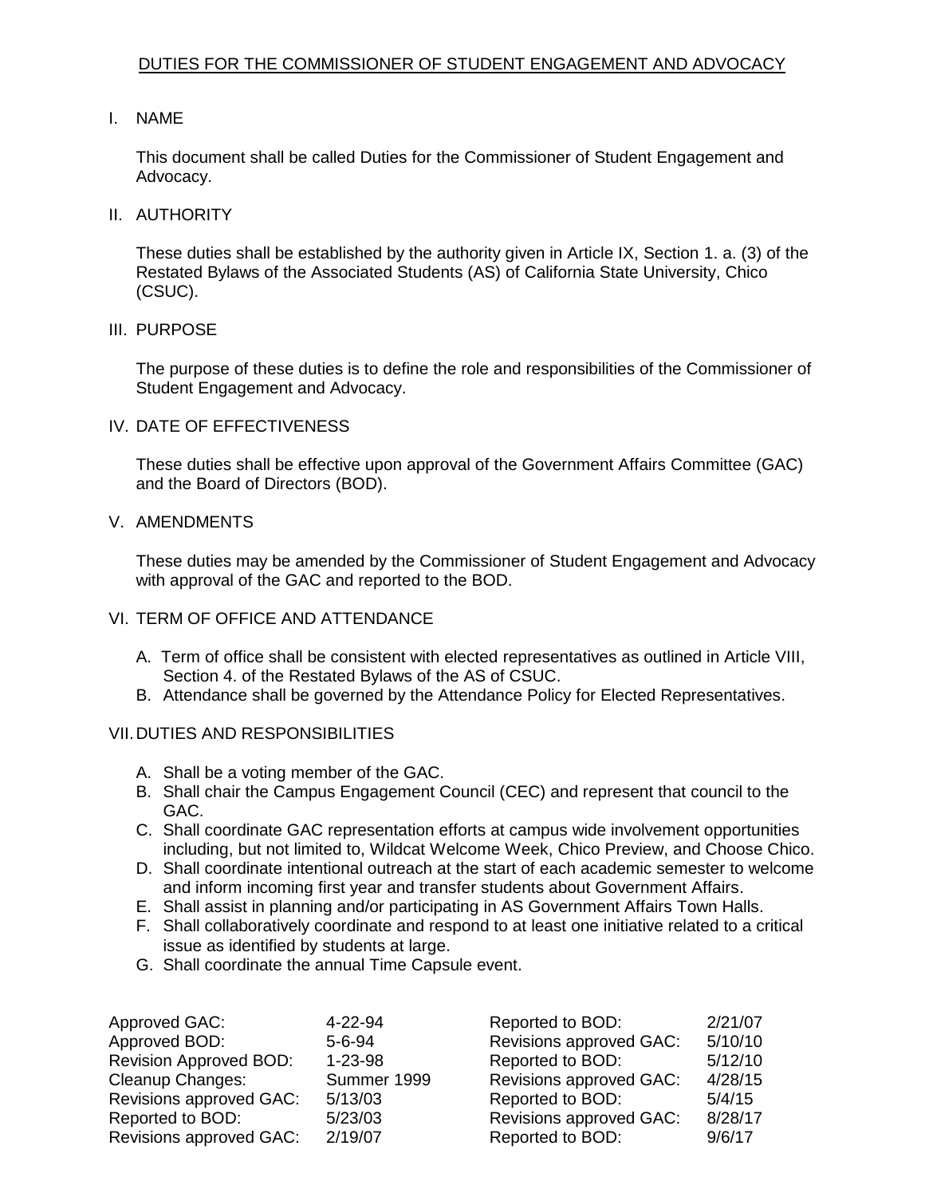# DUTIES FOR THE COMMISSIONER OF STUDENT ENGAGEMENT AND ADVOCACY

## I. NAME

This document shall be called Duties for the Commissioner of Student Engagement and Advocacy.

## II. AUTHORITY

These duties shall be established by the authority given in Article IX, Section 1. a. (3) of the Restated Bylaws of the Associated Students (AS) of California State University, Chico (CSUC).

## III. PURPOSE

The purpose of these duties is to define the role and responsibilities of the Commissioner of Student Engagement and Advocacy.

## IV. DATE OF EFFECTIVENESS

These duties shall be effective upon approval of the Government Affairs Committee (GAC) and the Board of Directors (BOD).

## V. AMENDMENTS

These duties may be amended by the Commissioner of Student Engagement and Advocacy with approval of the GAC and reported to the BOD.

## VI. TERM OF OFFICE AND ATTENDANCE

A. Term of office shall be consistent with elected representatives as outlined in Article VIII, Section 4. of the Restated Bylaws of the AS of CSUC.
B. Attendance shall be governed by the Attendance Policy for Elected Representatives.

## VII. DUTIES AND RESPONSIBILITIES

A. Shall be a voting member of the GAC.
B. Shall chair the Campus Engagement Council (CEC) and represent that council to the GAC.
C. Shall coordinate GAC representation efforts at campus wide involvement opportunities including, but not limited to, Wildcat Welcome Week, Chico Preview, and Choose Chico.
D. Shall coordinate intentional outreach at the start of each academic semester to welcome and inform incoming first year and transfer students about Government Affairs.
E. Shall assist in planning and/or participating in AS Government Affairs Town Halls.
F. Shall collaboratively coordinate and respond to at least one initiative related to a critical issue as identified by students at large.
G. Shall coordinate the annual Time Capsule event.

| | | | |
|---|---|---|---|
| Approved GAC: | 4-22-94 | Reported to BOD: | 2/21/07 |
| Approved BOD: | 5-6-94 | Revisions approved GAC: | 5/10/10 |
| Revision Approved BOD: | 1-23-98 | Reported to BOD: | 5/12/10 |
| Cleanup Changes: | Summer 1999 | Revisions approved GAC: | 4/28/15 |
| Revisions approved GAC: | 5/13/03 | Reported to BOD: | 5/4/15 |
| Reported to BOD: | 5/23/03 | Revisions approved GAC: | 8/28/17 |
| Revisions approved GAC: | 2/19/07 | Reported to BOD: | 9/6/17 |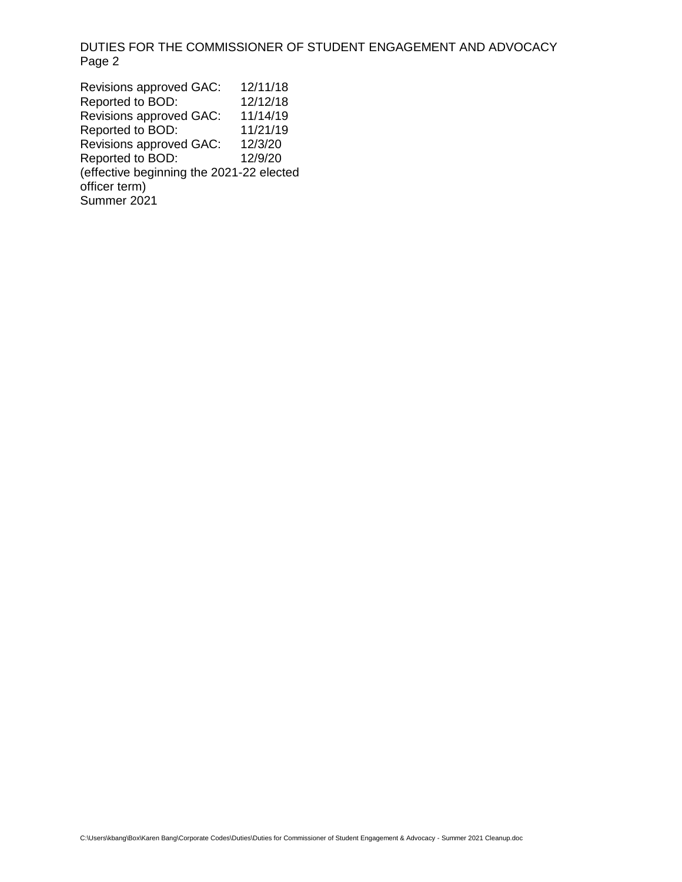Revisions approved GAC: 12/11/18
Reported to BOD: 12/12/18
Revisions approved GAC: 11/14/19
Reported to BOD: 11/21/19
Revisions approved GAC: 12/3/20
Reported to BOD: 12/9/20
(effective beginning the 2021-22 elected officer term)
Summer 2021